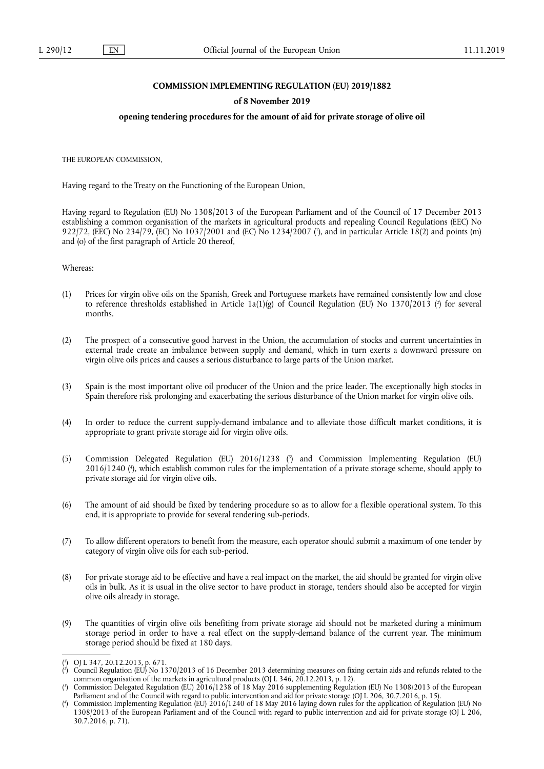**COMMISSION IMPLEMENTING REGULATION (EU) 2019/1882**

**of 8 November 2019**

**opening tendering procedures for the amount of aid for private storage of olive oil**

THE EUROPEAN COMMISSION,

Having regard to the Treaty on the Functioning of the European Union,

Having regard to Regulation (EU) No 1308/2013 of the European Parliament and of the Council of 17 December 2013 establishing a common organisation of the markets in agricultural products and repealing Council Regulations (EEC) No 922/72, (EEC) No 234/79, (EC) No 1037/2001 and (EC) No 1234/2007 [1], and in particular Article 18(2) and points (m) and (o) of the first paragraph of Article 20 thereof,

Whereas:

(1) Prices for virgin olive oils on the Spanish, Greek and Portuguese markets have remained consistently low and close to reference thresholds established in Article 1a(1)(g) of Council Regulation (EU) No 1370/2013 [2] for several months.

(2) The prospect of a consecutive good harvest in the Union, the accumulation of stocks and current uncertainties in external trade create an imbalance between supply and demand, which in turn exerts a downward pressure on virgin olive oils prices and causes a serious disturbance to large parts of the Union market.

(3) Spain is the most important olive oil producer of the Union and the price leader. The exceptionally high stocks in Spain therefore risk prolonging and exacerbating the serious disturbance of the Union market for virgin olive oils.

(4) In order to reduce the current supply-demand imbalance and to alleviate those difficult market conditions, it is appropriate to grant private storage aid for virgin olive oils.

(5) Commission Delegated Regulation (EU) 2016/1238 [3] and Commission Implementing Regulation (EU) 2016/1240 [4], which establish common rules for the implementation of a private storage scheme, should apply to private storage aid for virgin olive oils.

(6) The amount of aid should be fixed by tendering procedure so as to allow for a flexible operational system. To this end, it is appropriate to provide for several tendering sub-periods.

(7) To allow different operators to benefit from the measure, each operator should submit a maximum of one tender by category of virgin olive oils for each sub-period.

(8) For private storage aid to be effective and have a real impact on the market, the aid should be granted for virgin olive oils in bulk. As it is usual in the olive sector to have product in storage, tenders should also be accepted for virgin olive oils already in storage.

(9) The quantities of virgin olive oils benefiting from private storage aid should not be marketed during a minimum storage period in order to have a real effect on the supply-demand balance of the current year. The minimum storage period should be fixed at 180 days.

---

[1] OJ L 347, 20.12.2013, p. 671.

[2] Council Regulation (EU) No 1370/2013 of 16 December 2013 determining measures on fixing certain aids and refunds related to the common organisation of the markets in agricultural products (OJ L 346, 20.12.2013, p. 12).

[3] Commission Delegated Regulation (EU) 2016/1238 of 18 May 2016 supplementing Regulation (EU) No 1308/2013 of the European Parliament and of the Council with regard to public intervention and aid for private storage (OJ L 206, 30.7.2016, p. 15).

[4] Commission Implementing Regulation (EU) 2016/1240 of 18 May 2016 laying down rules for the application of Regulation (EU) No 1308/2013 of the European Parliament and of the Council with regard to public intervention and aid for private storage (OJ L 206, 30.7.2016, p. 71).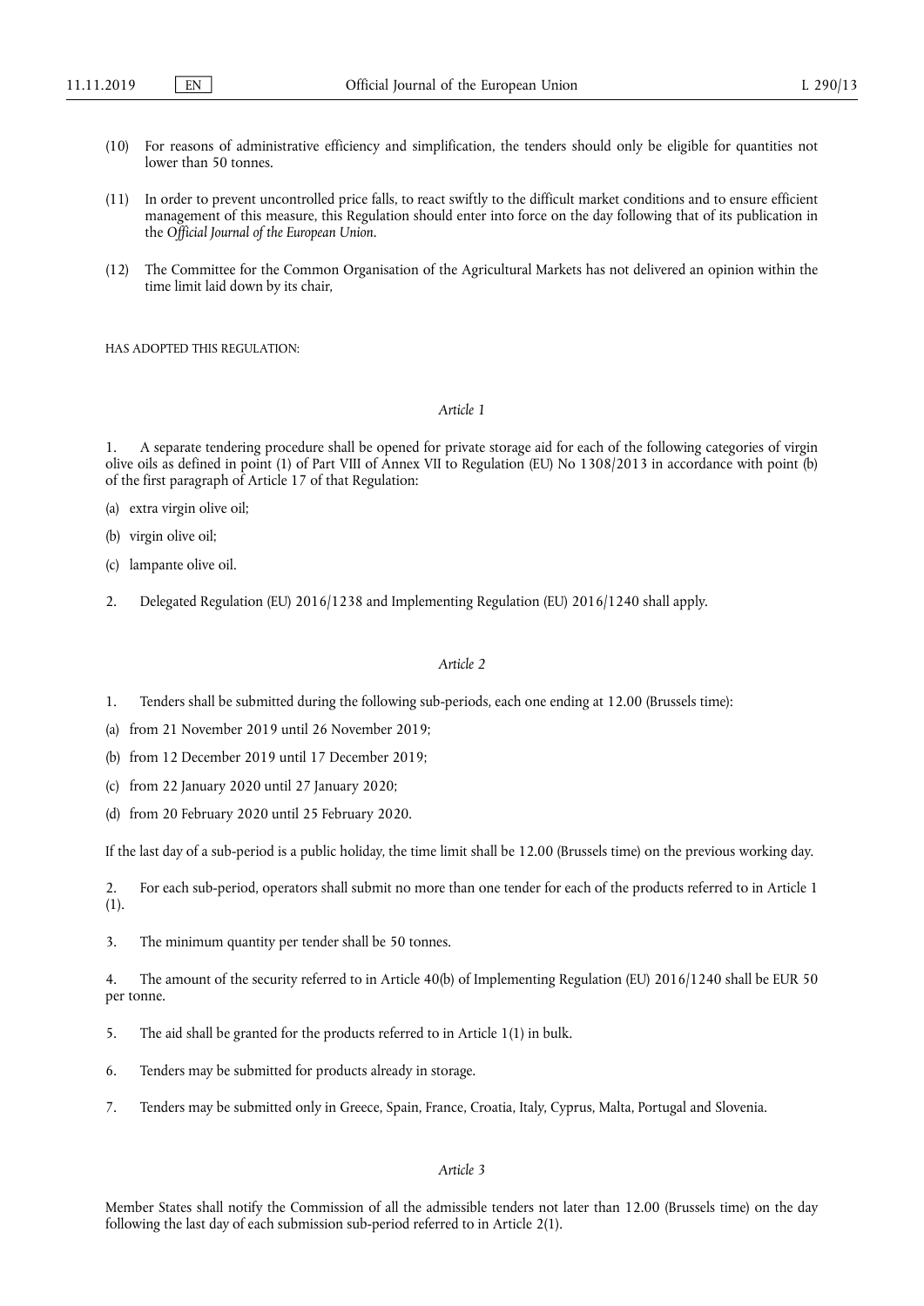(10) For reasons of administrative efficiency and simplification, the tenders should only be eligible for quantities not lower than 50 tonnes.

(11) In order to prevent uncontrolled price falls, to react swiftly to the difficult market conditions and to ensure efficient management of this measure, this Regulation should enter into force on the day following that of its publication in the *Official Journal of the European Union*.

(12) The Committee for the Common Organisation of the Agricultural Markets has not delivered an opinion within the time limit laid down by its chair,

HAS ADOPTED THIS REGULATION:

*Article 1*

1. A separate tendering procedure shall be opened for private storage aid for each of the following categories of virgin olive oils as defined in point (1) of Part VIII of Annex VII to Regulation (EU) No 1308/2013 in accordance with point (b) of the first paragraph of Article 17 of that Regulation:

(a) extra virgin olive oil;

(b) virgin olive oil;

(c) lampante olive oil.

2. Delegated Regulation (EU) 2016/1238 and Implementing Regulation (EU) 2016/1240 shall apply.

*Article 2*

1. Tenders shall be submitted during the following sub-periods, each one ending at 12.00 (Brussels time):

(a) from 21 November 2019 until 26 November 2019;

(b) from 12 December 2019 until 17 December 2019;

(c) from 22 January 2020 until 27 January 2020;

(d) from 20 February 2020 until 25 February 2020.

If the last day of a sub-period is a public holiday, the time limit shall be 12.00 (Brussels time) on the previous working day.

2. For each sub-period, operators shall submit no more than one tender for each of the products referred to in Article 1 (1).

3. The minimum quantity per tender shall be 50 tonnes.

4. The amount of the security referred to in Article 40(b) of Implementing Regulation (EU) 2016/1240 shall be EUR 50 per tonne.

5. The aid shall be granted for the products referred to in Article 1(1) in bulk.

6. Tenders may be submitted for products already in storage.

7. Tenders may be submitted only in Greece, Spain, France, Croatia, Italy, Cyprus, Malta, Portugal and Slovenia.

*Article 3*

Member States shall notify the Commission of all the admissible tenders not later than 12.00 (Brussels time) on the day following the last day of each submission sub-period referred to in Article 2(1).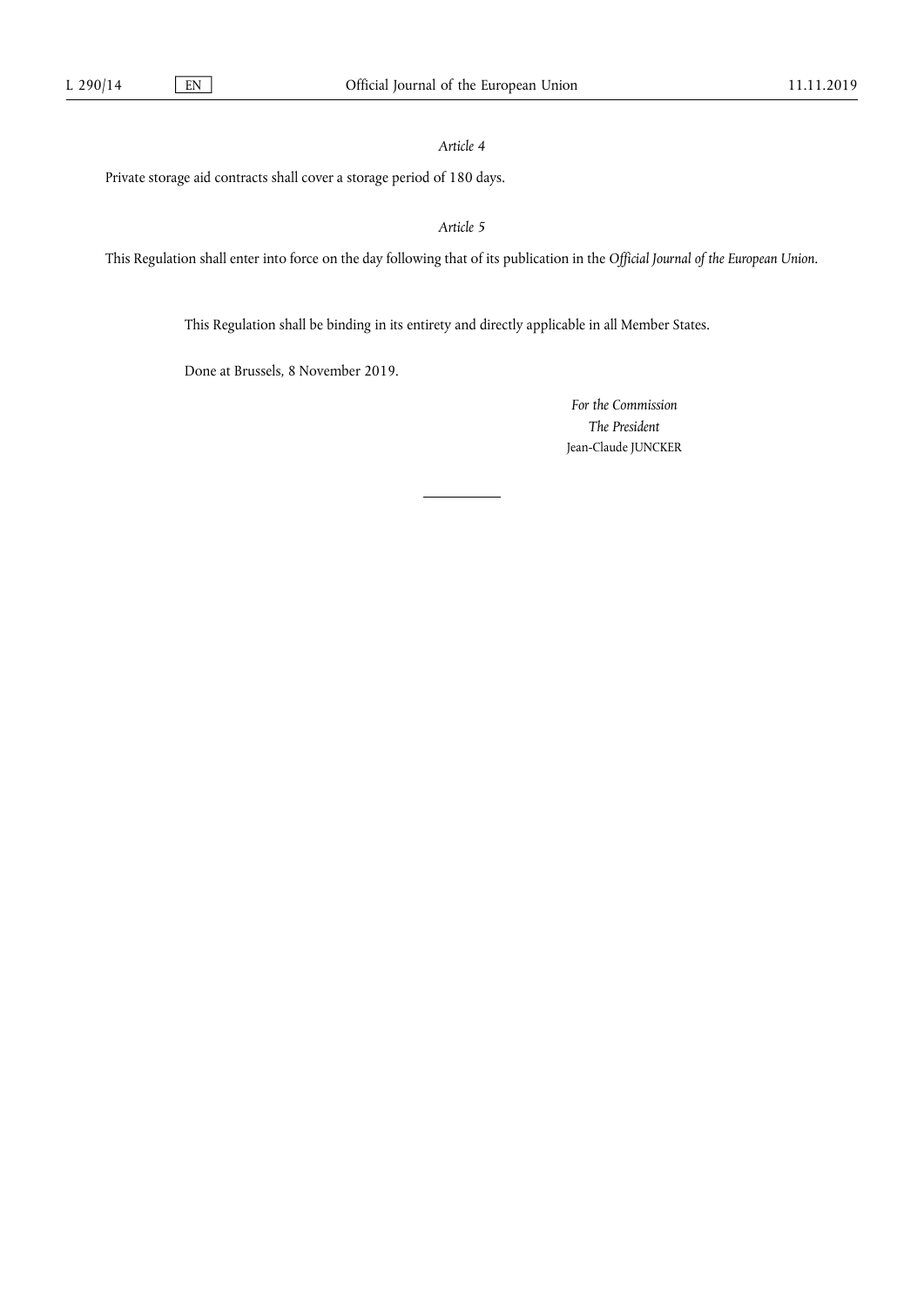*Article 4*

Private storage aid contracts shall cover a storage period of 180 days.

*Article 5*

This Regulation shall enter into force on the day following that of its publication in the *Official Journal of the European Union*.

This Regulation shall be binding in its entirety and directly applicable in all Member States.

Done at Brussels, 8 November 2019.

*For the Commission*

*The President*

Jean-Claude JUNCKER